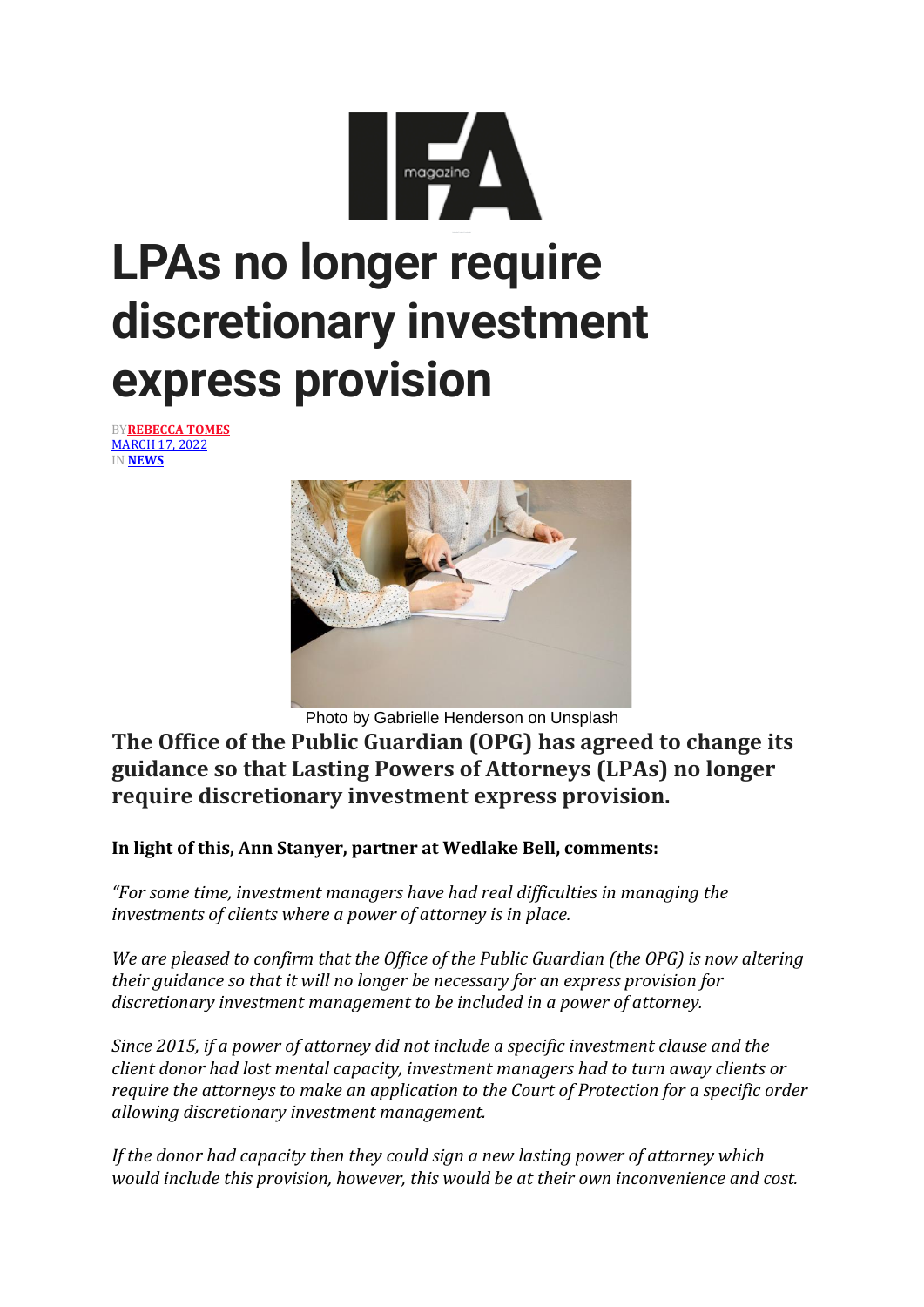# LPAs no longer require discretionary investment express provision

BY REBECCA TOMES
MARCH 17, 2022
IN NEWS

Photo by Gabrielle Henderson on Unsplash

**The Office of the Public Guardian (OPG) has agreed to change its guidance so that Lasting Powers of Attorneys (LPAs) no longer require discretionary investment express provision.**

**In light of this, Ann Stanyer, partner at Wedlake Bell, comments:**

*"For some time, investment managers have had real difficulties in managing the investments of clients where a power of attorney is in place.*

*We are pleased to confirm that the Office of the Public Guardian (the OPG) is now altering their guidance so that it will no longer be necessary for an express provision for discretionary investment management to be included in a power of attorney.*

*Since 2015, if a power of attorney did not include a specific investment clause and the client donor had lost mental capacity, investment managers had to turn away clients or require the attorneys to make an application to the Court of Protection for a specific order allowing discretionary investment management.*

*If the donor had capacity then they could sign a new lasting power of attorney which would include this provision, however, this would be at their own inconvenience and cost.*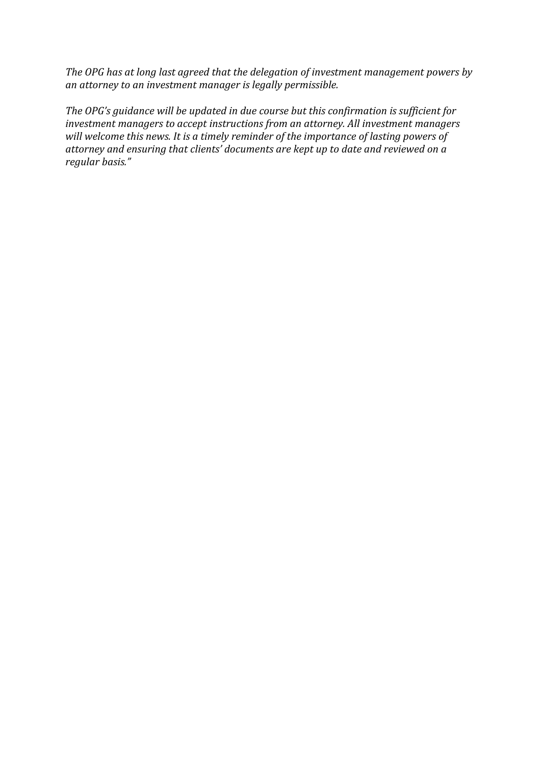*The OPG has at long last agreed that the delegation of investment management powers by an attorney to an investment manager is legally permissible.*

*The OPG's guidance will be updated in due course but this confirmation is sufficient for investment managers to accept instructions from an attorney. All investment managers will welcome this news. It is a timely reminder of the importance of lasting powers of attorney and ensuring that clients' documents are kept up to date and reviewed on a regular basis."*